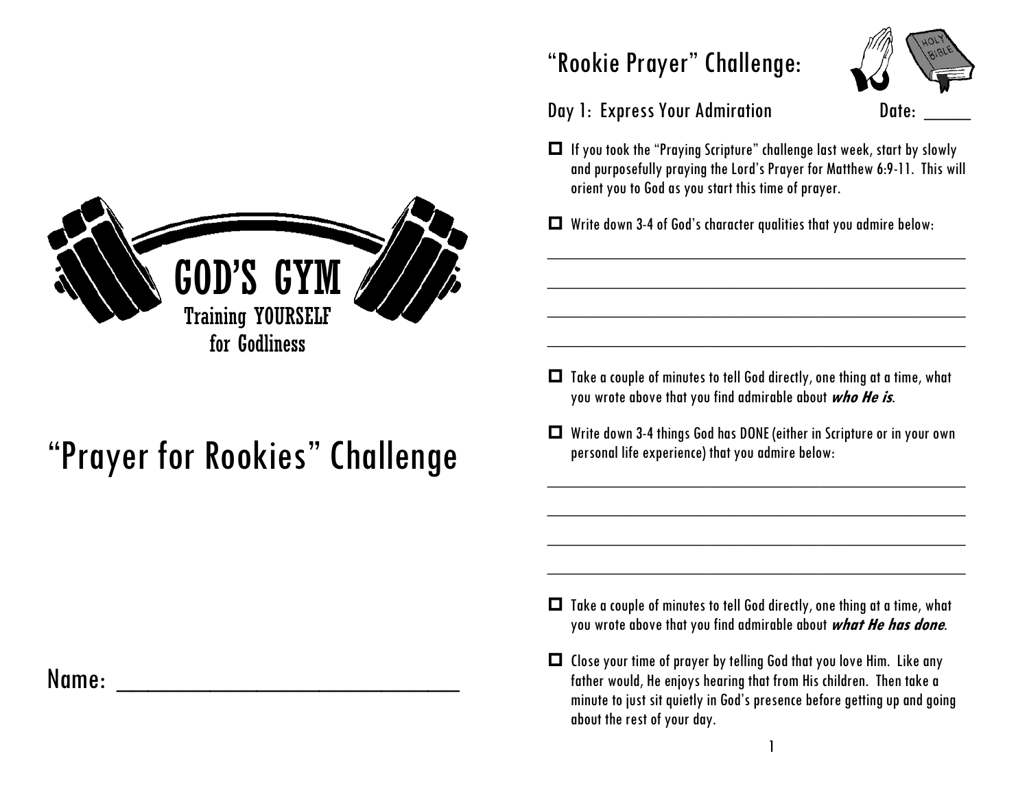GOD'S GYM

Training YOURSELF for Godliness

# "Prayer for Rookies" Challenge

Name: ___________________________

## "Rookie Prayer" Challenge:

### Day 1: Express Your Admiration

Date: _____

- ☐ If you took the "Praying Scripture" challenge last week, start by slowly and purposefully praying the Lord's Prayer for Matthew 6:9-11. This will orient you to God as you start this time of prayer.

- ☐ Write down 3-4 of God's character qualities that you admire below:

_______________________________________________

_______________________________________________

_______________________________________________

_______________________________________________

- ☐ Take a couple of minutes to tell God directly, one thing at a time, what you wrote above that you find admirable about ***who He is***.

- ☐ Write down 3-4 things God has DONE (either in Scripture or in your own personal life experience) that you admire below:

_______________________________________________

_______________________________________________

_______________________________________________

_______________________________________________

- ☐ Take a couple of minutes to tell God directly, one thing at a time, what you wrote above that you find admirable about ***what He has done***.

- ☐ Close your time of prayer by telling God that you love Him. Like any father would, He enjoys hearing that from His children. Then take a minute to just sit quietly in God's presence before getting up and going about the rest of your day.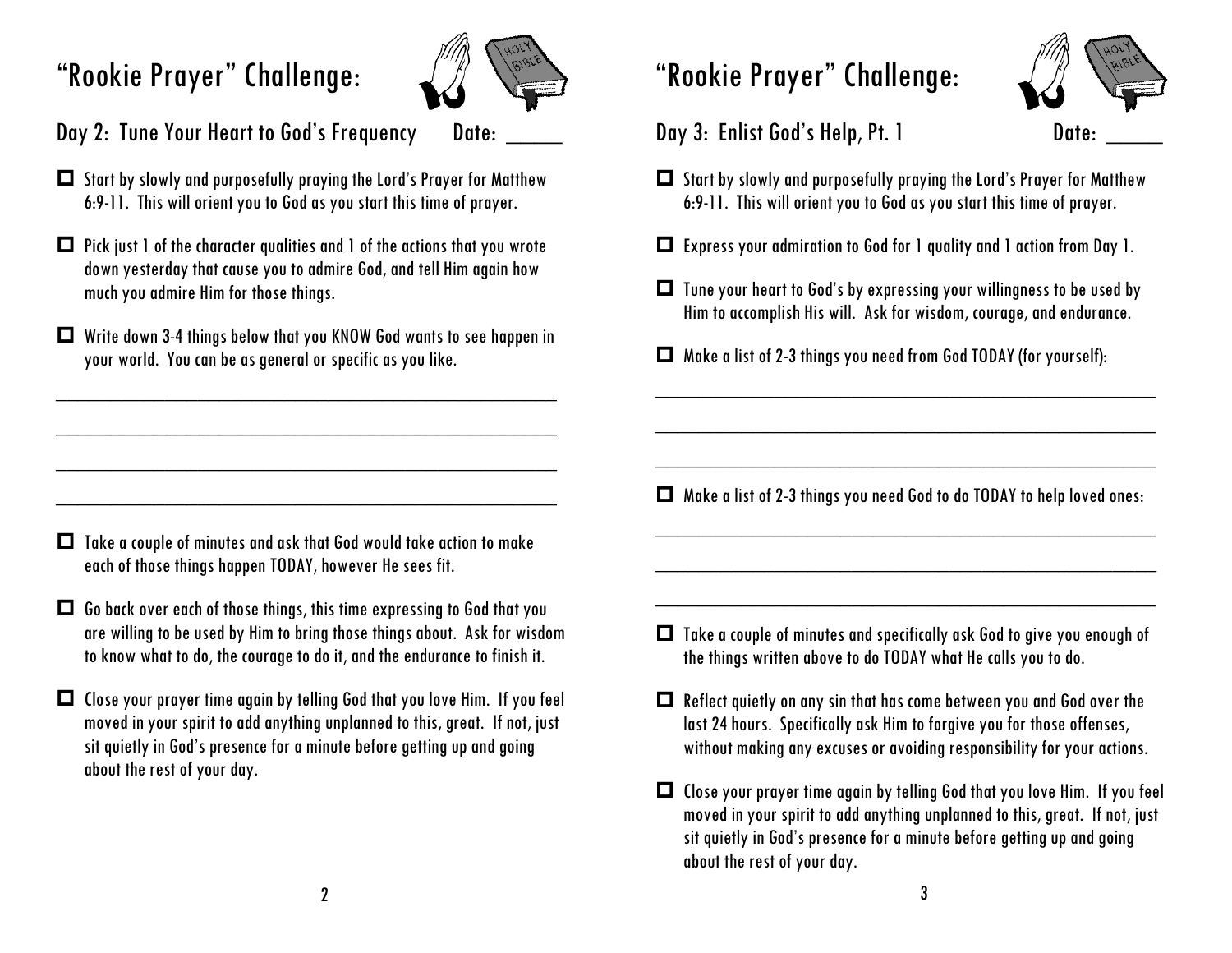# "Rookie Prayer" Challenge:

## Day 2: Tune Your Heart to God's Frequency

Date: _____

- ☐ Start by slowly and purposefully praying the Lord's Prayer for Matthew 6:9-11. This will orient you to God as you start this time of prayer.
- ☐ Pick just 1 of the character qualities and 1 of the actions that you wrote down yesterday that cause you to admire God, and tell Him again how much you admire Him for those things.
- ☐ Write down 3-4 things below that you KNOW God wants to see happen in your world. You can be as general or specific as you like.

_______________________________________________________

_______________________________________________________

_______________________________________________________

_______________________________________________________

- ☐ Take a couple of minutes and ask that God would take action to make each of those things happen TODAY, however He sees fit.
- ☐ Go back over each of those things, this time expressing to God that you are willing to be used by Him to bring those things about. Ask for wisdom to know what to do, the courage to do it, and the endurance to finish it.
- ☐ Close your prayer time again by telling God that you love Him. If you feel moved in your spirit to add anything unplanned to this, great. If not, just sit quietly in God's presence for a minute before getting up and going about the rest of your day.

# "Rookie Prayer" Challenge:

## Day 3: Enlist God's Help, Pt. 1

Date: _____

- ☐ Start by slowly and purposefully praying the Lord's Prayer for Matthew 6:9-11. This will orient you to God as you start this time of prayer.
- ☐ Express your admiration to God for 1 quality and 1 action from Day 1.
- ☐ Tune your heart to God's by expressing your willingness to be used by Him to accomplish His will. Ask for wisdom, courage, and endurance.
- ☐ Make a list of 2-3 things you need from God TODAY (for yourself):

_______________________________________________________

_______________________________________________________

_______________________________________________________

- ☐ Make a list of 2-3 things you need God to do TODAY to help loved ones:

_______________________________________________________

_______________________________________________________

_______________________________________________________

- ☐ Take a couple of minutes and specifically ask God to give you enough of the things written above to do TODAY what He calls you to do.
- ☐ Reflect quietly on any sin that has come between you and God over the last 24 hours. Specifically ask Him to forgive you for those offenses, without making any excuses or avoiding responsibility for your actions.
- ☐ Close your prayer time again by telling God that you love Him. If you feel moved in your spirit to add anything unplanned to this, great. If not, just sit quietly in God's presence for a minute before getting up and going about the rest of your day.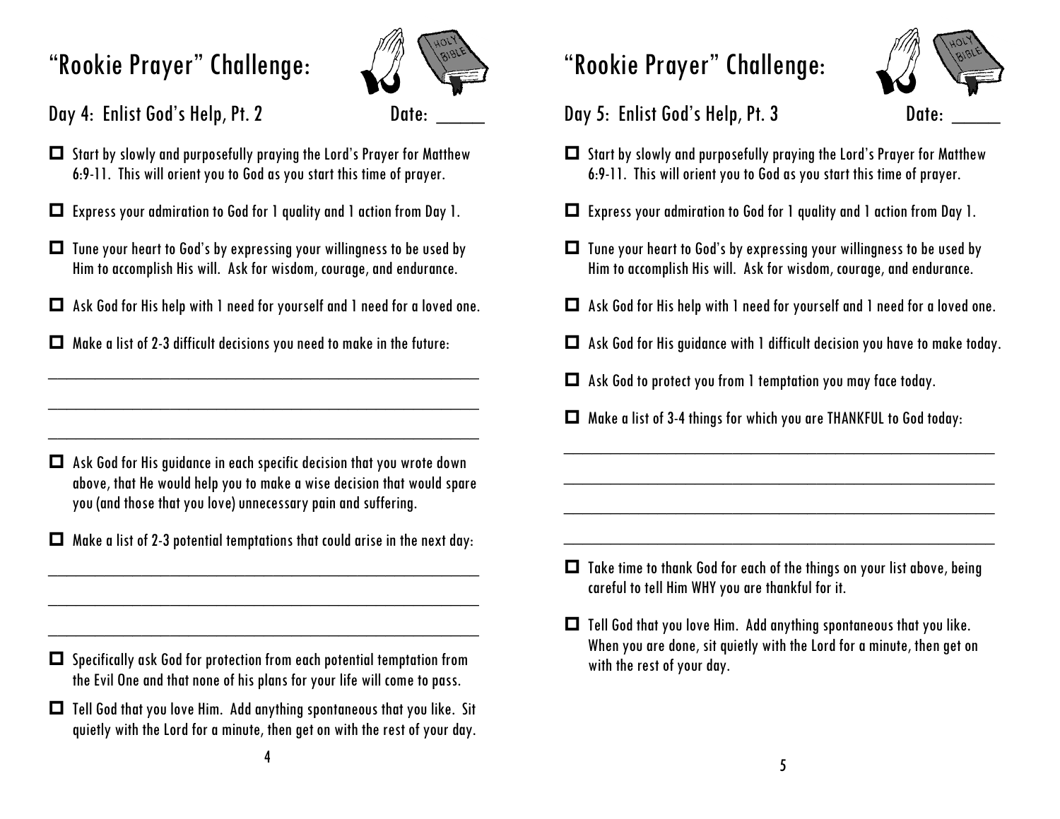# "Rookie Prayer" Challenge:

## Day 4: Enlist God's Help, Pt. 2

Date: _____

- ☐ Start by slowly and purposefully praying the Lord's Prayer for Matthew 6:9-11. This will orient you to God as you start this time of prayer.
- ☐ Express your admiration to God for 1 quality and 1 action from Day 1.
- ☐ Tune your heart to God's by expressing your willingness to be used by Him to accomplish His will. Ask for wisdom, courage, and endurance.
- ☐ Ask God for His help with 1 need for yourself and 1 need for a loved one.
- ☐ Make a list of 2-3 difficult decisions you need to make in the future:

_______________________________________________

_______________________________________________

_______________________________________________

- ☐ Ask God for His guidance in each specific decision that you wrote down above, that He would help you to make a wise decision that would spare you (and those that you love) unnecessary pain and suffering.
- ☐ Make a list of 2-3 potential temptations that could arise in the next day:

_______________________________________________

_______________________________________________

_______________________________________________

- ☐ Specifically ask God for protection from each potential temptation from the Evil One and that none of his plans for your life will come to pass.
- ☐ Tell God that you love Him. Add anything spontaneous that you like. Sit quietly with the Lord for a minute, then get on with the rest of your day.

# "Rookie Prayer" Challenge:

## Day 5: Enlist God's Help, Pt. 3

Date: _____

- ☐ Start by slowly and purposefully praying the Lord's Prayer for Matthew 6:9-11. This will orient you to God as you start this time of prayer.
- ☐ Express your admiration to God for 1 quality and 1 action from Day 1.
- ☐ Tune your heart to God's by expressing your willingness to be used by Him to accomplish His will. Ask for wisdom, courage, and endurance.
- ☐ Ask God for His help with 1 need for yourself and 1 need for a loved one.
- ☐ Ask God for His guidance with 1 difficult decision you have to make today.
- ☐ Ask God to protect you from 1 temptation you may face today.
- ☐ Make a list of 3-4 things for which you are THANKFUL to God today:

_______________________________________________

_______________________________________________

_______________________________________________

_______________________________________________

- ☐ Take time to thank God for each of the things on your list above, being careful to tell Him WHY you are thankful for it.
- ☐ Tell God that you love Him. Add anything spontaneous that you like. When you are done, sit quietly with the Lord for a minute, then get on with the rest of your day.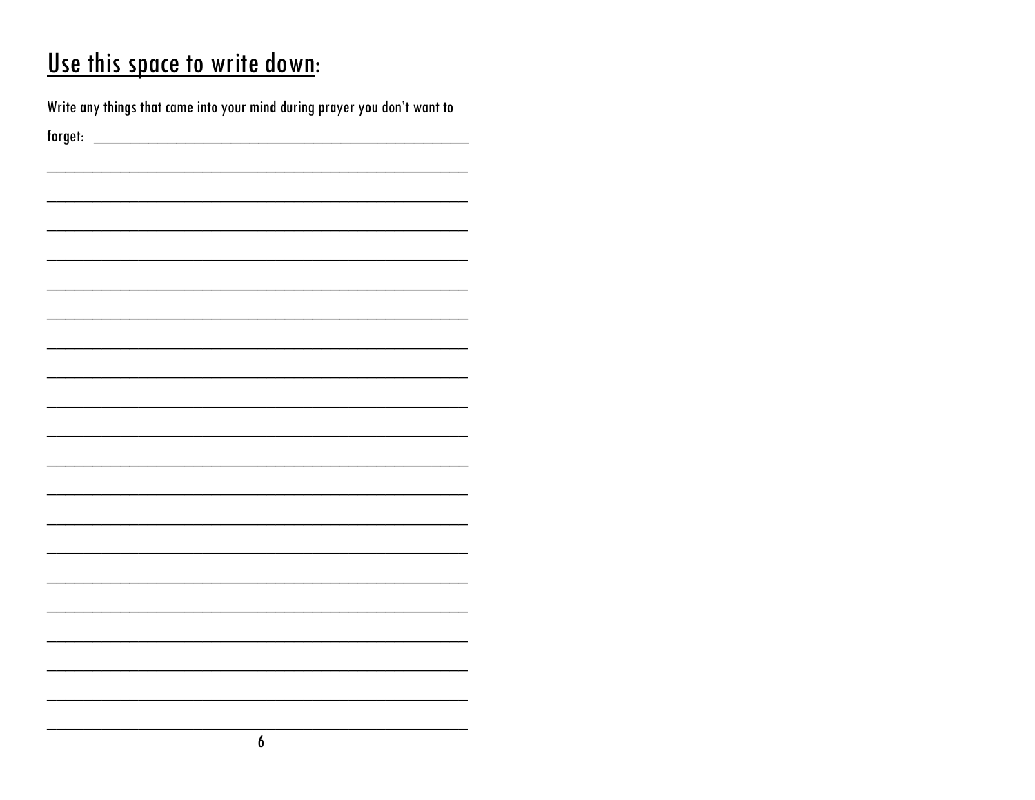## Use this space to write down:

Write any things that came into your mind during prayer you don't want to forget: _______________________________________________

_______________________________________________________

_______________________________________________________

_______________________________________________________

_______________________________________________________

_______________________________________________________

_______________________________________________________

_______________________________________________________

_______________________________________________________

_______________________________________________________

_______________________________________________________

_______________________________________________________

_______________________________________________________

_______________________________________________________

_______________________________________________________

_______________________________________________________

_______________________________________________________

_______________________________________________________

_______________________________________________________

_______________________________________________________

_______________________________________________________